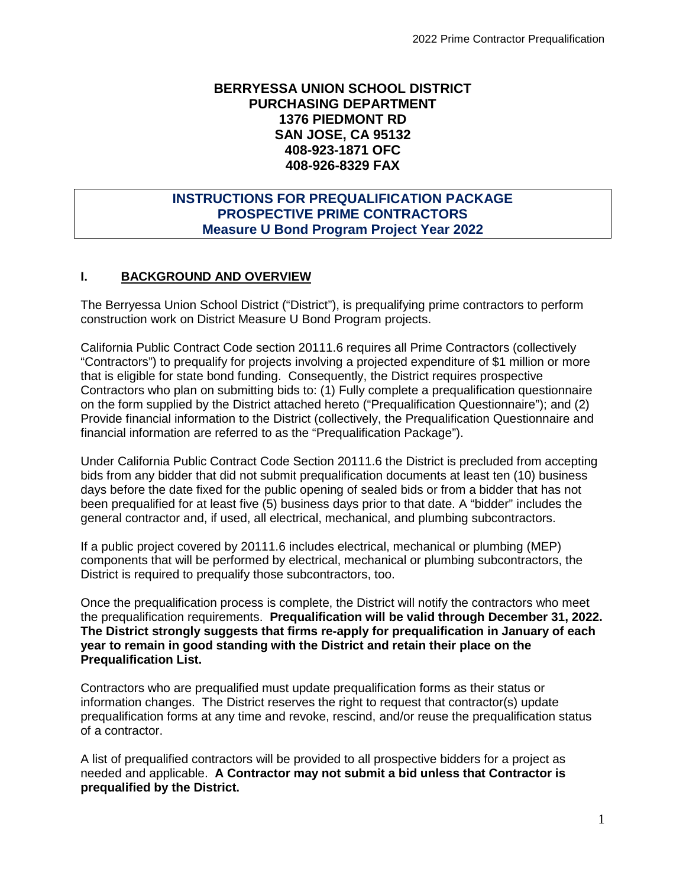**BERRYESSA UNION SCHOOL DISTRICT**
**PURCHASING DEPARTMENT**
**1376 PIEDMONT RD**
**SAN JOSE, CA 95132**
**408-923-1871 OFC**
**408-926-8329 FAX**

**INSTRUCTIONS FOR PREQUALIFICATION PACKAGE**
**PROSPECTIVE PRIME CONTRACTORS**
**Measure U Bond Program Project Year 2022**

## I. BACKGROUND AND OVERVIEW

The Berryessa Union School District ("District"), is prequalifying prime contractors to perform construction work on District Measure U Bond Program projects.

California Public Contract Code section 20111.6 requires all Prime Contractors (collectively "Contractors") to prequalify for projects involving a projected expenditure of $1 million or more that is eligible for state bond funding. Consequently, the District requires prospective Contractors who plan on submitting bids to: (1) Fully complete a prequalification questionnaire on the form supplied by the District attached hereto ("Prequalification Questionnaire"); and (2) Provide financial information to the District (collectively, the Prequalification Questionnaire and financial information are referred to as the "Prequalification Package").

Under California Public Contract Code Section 20111.6 the District is precluded from accepting bids from any bidder that did not submit prequalification documents at least ten (10) business days before the date fixed for the public opening of sealed bids or from a bidder that has not been prequalified for at least five (5) business days prior to that date. A "bidder" includes the general contractor and, if used, all electrical, mechanical, and plumbing subcontractors.

If a public project covered by 20111.6 includes electrical, mechanical or plumbing (MEP) components that will be performed by electrical, mechanical or plumbing subcontractors, the District is required to prequalify those subcontractors, too.

Once the prequalification process is complete, the District will notify the contractors who meet the prequalification requirements. **Prequalification will be valid through December 31, 2022. The District strongly suggests that firms re-apply for prequalification in January of each year to remain in good standing with the District and retain their place on the Prequalification List.**

Contractors who are prequalified must update prequalification forms as their status or information changes. The District reserves the right to request that contractor(s) update prequalification forms at any time and revoke, rescind, and/or reuse the prequalification status of a contractor.

A list of prequalified contractors will be provided to all prospective bidders for a project as needed and applicable. **A Contractor may not submit a bid unless that Contractor is prequalified by the District.**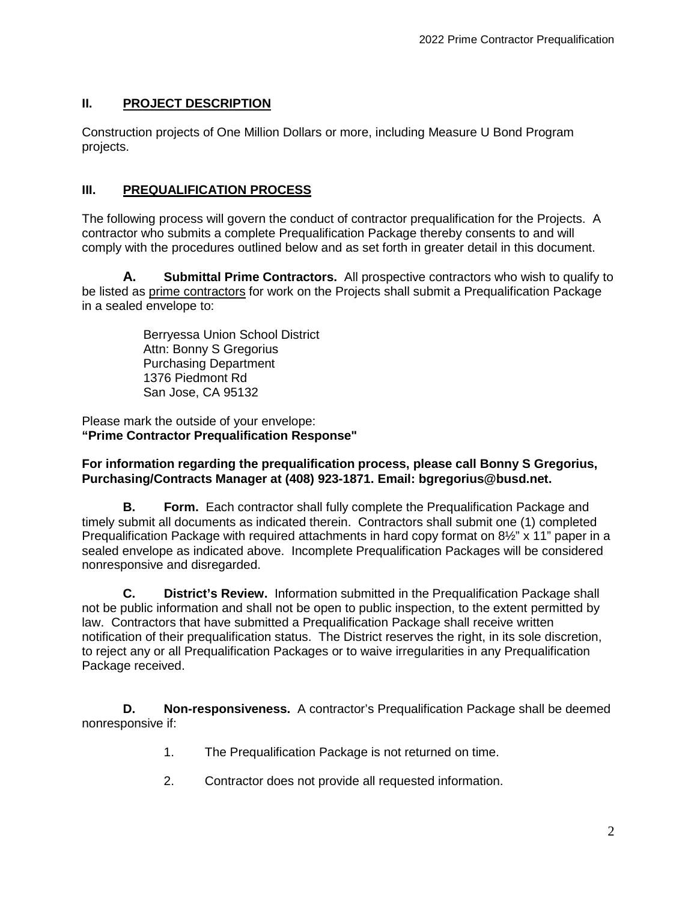## II. PROJECT DESCRIPTION

Construction projects of One Million Dollars or more, including Measure U Bond Program projects.

## III. PREQUALIFICATION PROCESS

The following process will govern the conduct of contractor prequalification for the Projects. A contractor who submits a complete Prequalification Package thereby consents to and will comply with the procedures outlined below and as set forth in greater detail in this document.

**A. Submittal Prime Contractors.** All prospective contractors who wish to qualify to be listed as prime contractors for work on the Projects shall submit a Prequalification Package in a sealed envelope to:

Berryessa Union School District
Attn: Bonny S Gregorius
Purchasing Department
1376 Piedmont Rd
San Jose, CA 95132

Please mark the outside of your envelope:
**"Prime Contractor Prequalification Response"**

**For information regarding the prequalification process, please call Bonny S Gregorius, Purchasing/Contracts Manager at (408) 923-1871. Email: bgregorius@busd.net.**

**B. Form.** Each contractor shall fully complete the Prequalification Package and timely submit all documents as indicated therein. Contractors shall submit one (1) completed Prequalification Package with required attachments in hard copy format on 8½" x 11" paper in a sealed envelope as indicated above. Incomplete Prequalification Packages will be considered nonresponsive and disregarded.

**C. District's Review.** Information submitted in the Prequalification Package shall not be public information and shall not be open to public inspection, to the extent permitted by law. Contractors that have submitted a Prequalification Package shall receive written notification of their prequalification status. The District reserves the right, in its sole discretion, to reject any or all Prequalification Packages or to waive irregularities in any Prequalification Package received.

**D. Non-responsiveness.** A contractor's Prequalification Package shall be deemed nonresponsive if:

1. The Prequalification Package is not returned on time.

2. Contractor does not provide all requested information.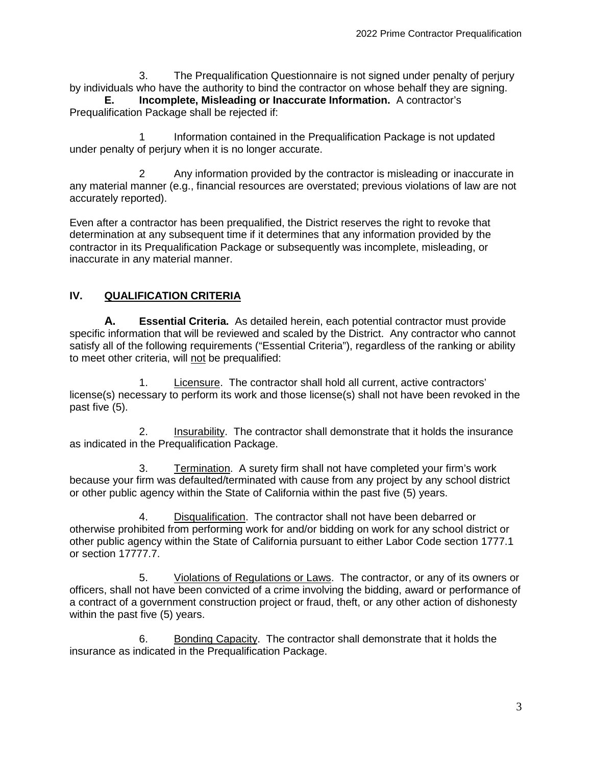3. The Prequalification Questionnaire is not signed under penalty of perjury by individuals who have the authority to bind the contractor on whose behalf they are signing.

**E. Incomplete, Misleading or Inaccurate Information.** A contractor's Prequalification Package shall be rejected if:

1 Information contained in the Prequalification Package is not updated under penalty of perjury when it is no longer accurate.

2 Any information provided by the contractor is misleading or inaccurate in any material manner (e.g., financial resources are overstated; previous violations of law are not accurately reported).

Even after a contractor has been prequalified, the District reserves the right to revoke that determination at any subsequent time if it determines that any information provided by the contractor in its Prequalification Package or subsequently was incomplete, misleading, or inaccurate in any material manner.

## IV. QUALIFICATION CRITERIA

**A. Essential Criteria.** As detailed herein, each potential contractor must provide specific information that will be reviewed and scaled by the District. Any contractor who cannot satisfy all of the following requirements ("Essential Criteria"), regardless of the ranking or ability to meet other criteria, will not be prequalified:

1. Licensure. The contractor shall hold all current, active contractors' license(s) necessary to perform its work and those license(s) shall not have been revoked in the past five (5).

2. Insurability. The contractor shall demonstrate that it holds the insurance as indicated in the Prequalification Package.

3. Termination. A surety firm shall not have completed your firm's work because your firm was defaulted/terminated with cause from any project by any school district or other public agency within the State of California within the past five (5) years.

4. Disqualification. The contractor shall not have been debarred or otherwise prohibited from performing work for and/or bidding on work for any school district or other public agency within the State of California pursuant to either Labor Code section 1777.1 or section 17777.7.

5. Violations of Regulations or Laws. The contractor, or any of its owners or officers, shall not have been convicted of a crime involving the bidding, award or performance of a contract of a government construction project or fraud, theft, or any other action of dishonesty within the past five (5) years.

6. Bonding Capacity. The contractor shall demonstrate that it holds the insurance as indicated in the Prequalification Package.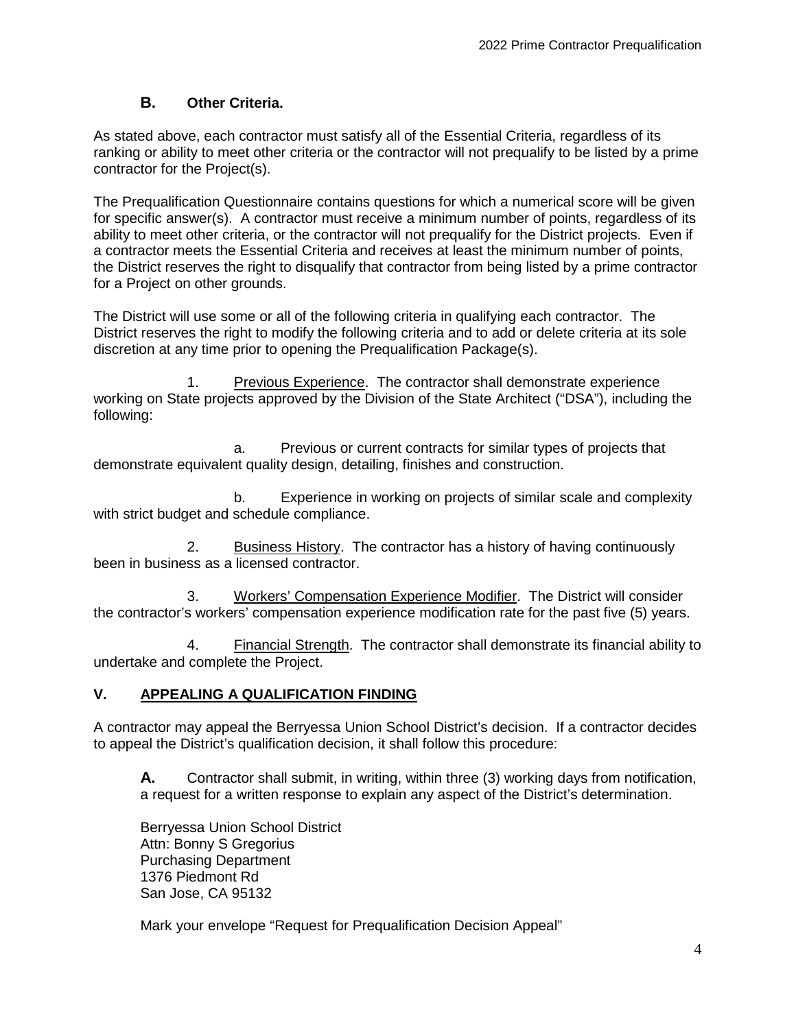### B. Other Criteria.

As stated above, each contractor must satisfy all of the Essential Criteria, regardless of its ranking or ability to meet other criteria or the contractor will not prequalify to be listed by a prime contractor for the Project(s).

The Prequalification Questionnaire contains questions for which a numerical score will be given for specific answer(s). A contractor must receive a minimum number of points, regardless of its ability to meet other criteria, or the contractor will not prequalify for the District projects. Even if a contractor meets the Essential Criteria and receives at least the minimum number of points, the District reserves the right to disqualify that contractor from being listed by a prime contractor for a Project on other grounds.

The District will use some or all of the following criteria in qualifying each contractor. The District reserves the right to modify the following criteria and to add or delete criteria at its sole discretion at any time prior to opening the Prequalification Package(s).

1. Previous Experience. The contractor shall demonstrate experience working on State projects approved by the Division of the State Architect ("DSA"), including the following:

   a. Previous or current contracts for similar types of projects that demonstrate equivalent quality design, detailing, finishes and construction.

   b. Experience in working on projects of similar scale and complexity with strict budget and schedule compliance.

2. Business History. The contractor has a history of having continuously been in business as a licensed contractor.

3. Workers' Compensation Experience Modifier. The District will consider the contractor's workers' compensation experience modification rate for the past five (5) years.

4. Financial Strength. The contractor shall demonstrate its financial ability to undertake and complete the Project.

## V. APPEALING A QUALIFICATION FINDING

A contractor may appeal the Berryessa Union School District's decision. If a contractor decides to appeal the District's qualification decision, it shall follow this procedure:

**A.** Contractor shall submit, in writing, within three (3) working days from notification, a request for a written response to explain any aspect of the District's determination.

Berryessa Union School District
Attn: Bonny S Gregorius
Purchasing Department
1376 Piedmont Rd
San Jose, CA 95132

Mark your envelope "Request for Prequalification Decision Appeal"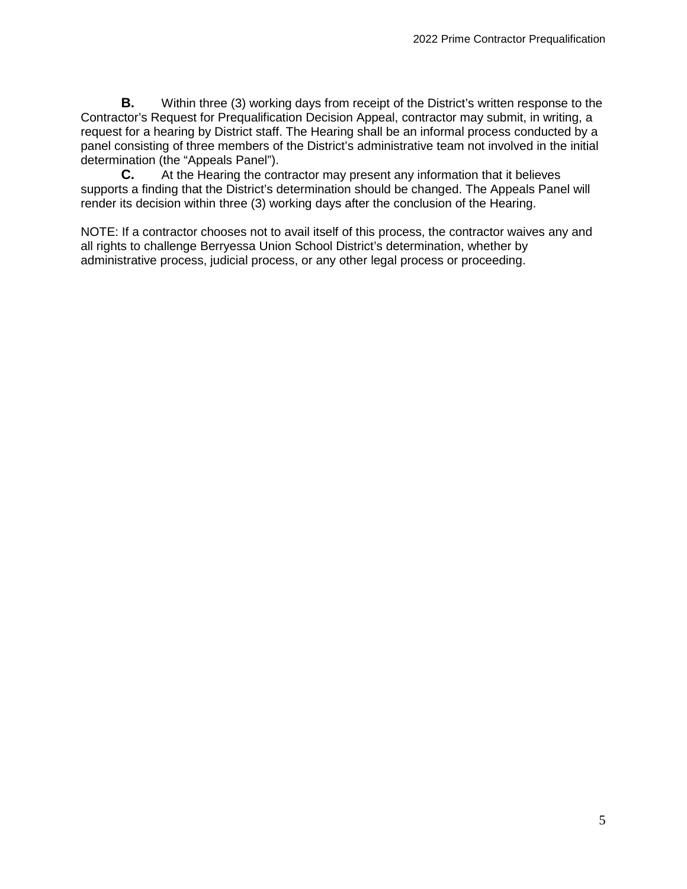**B.** Within three (3) working days from receipt of the District's written response to the Contractor's Request for Prequalification Decision Appeal, contractor may submit, in writing, a request for a hearing by District staff. The Hearing shall be an informal process conducted by a panel consisting of three members of the District's administrative team not involved in the initial determination (the "Appeals Panel").

**C.** At the Hearing the contractor may present any information that it believes supports a finding that the District's determination should be changed. The Appeals Panel will render its decision within three (3) working days after the conclusion of the Hearing.

NOTE: If a contractor chooses not to avail itself of this process, the contractor waives any and all rights to challenge Berryessa Union School District's determination, whether by administrative process, judicial process, or any other legal process or proceeding.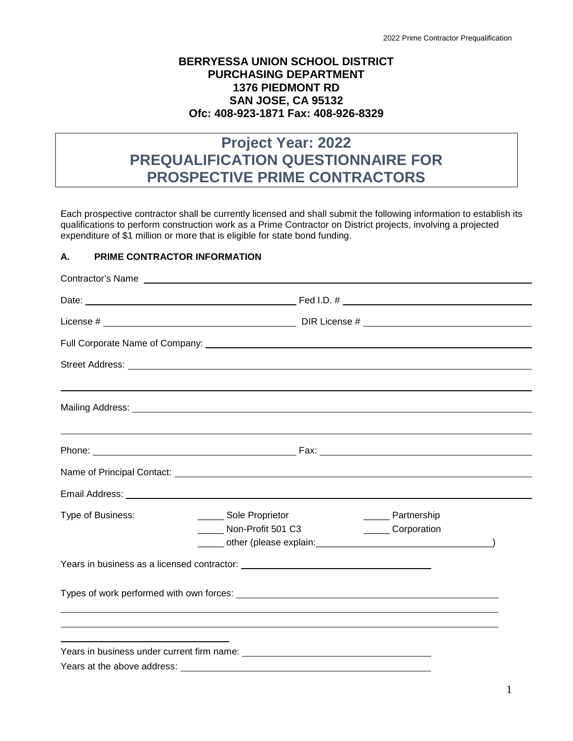**BERRYESSA UNION SCHOOL DISTRICT**
**PURCHASING DEPARTMENT**
**1376 PIEDMONT RD**
**SAN JOSE, CA 95132**
**Ofc: 408-923-1871 Fax: 408-926-8329**

# Project Year: 2022
# PREQUALIFICATION QUESTIONNAIRE FOR PROSPECTIVE PRIME CONTRACTORS

Each prospective contractor shall be currently licensed and shall submit the following information to establish its qualifications to perform construction work as a Prime Contractor on District projects, involving a projected expenditure of $1 million or more that is eligible for state bond funding.

## A. PRIME CONTRACTOR INFORMATION

Contractor's Name ____________________________________________

Date: ______________________ Fed I.D. # ______________________

License # ______________________ DIR License # ______________________

Full Corporate Name of Company: ____________________________________________

Street Address: ____________________________________________

____________________________________________

Mailing Address: ____________________________________________

____________________________________________

Phone: ______________________ Fax: ______________________

Name of Principal Contact: ____________________________________________

Email Address: ____________________________________________

Type of Business:

_____ Sole Proprietor _____ Partnership

_____ Non-Profit 501 C3 _____ Corporation

_____ other (please explain:______________________________)

Years in business as a licensed contractor: ______________________

Types of work performed with own forces: ____________________________________________

____________________________________________

____________________________________________

______________________

Years in business under current firm name: ______________________

Years at the above address: ______________________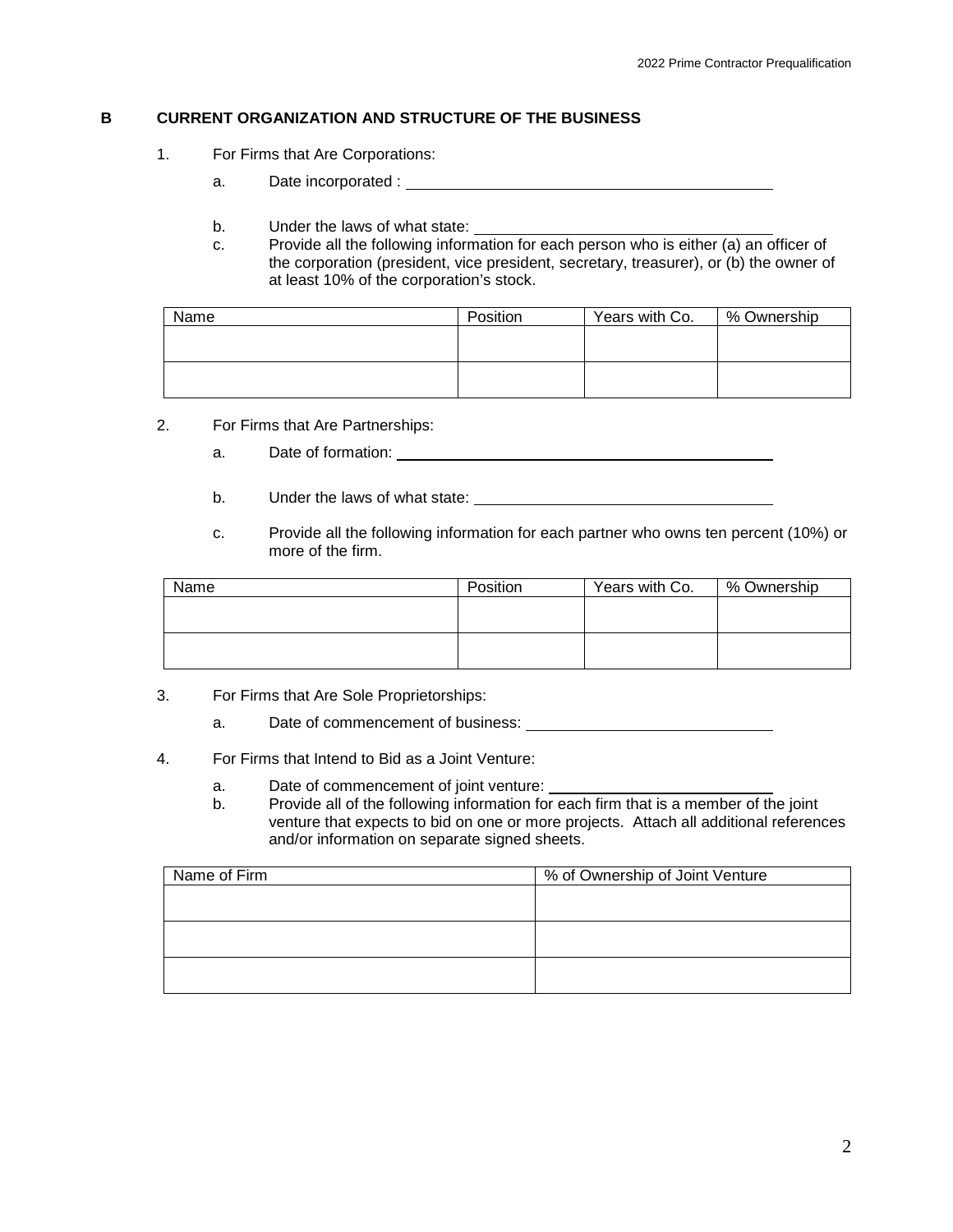## B CURRENT ORGANIZATION AND STRUCTURE OF THE BUSINESS

1. For Firms that Are Corporations:

   a. Date incorporated : ______________________________

   b. Under the laws of what state: ______________________________

   c. Provide all the following information for each person who is either (a) an officer of the corporation (president, vice president, secretary, treasurer), or (b) the owner of at least 10% of the corporation's stock.

| Name | Position | Years with Co. | % Ownership |
|---|---|---|---|
| | | | |
| | | | |

2. For Firms that Are Partnerships:

   a. Date of formation: ______________________________

   b. Under the laws of what state: ______________________________

   c. Provide all the following information for each partner who owns ten percent (10%) or more of the firm.

| Name | Position | Years with Co. | % Ownership |
|---|---|---|---|
| | | | |
| | | | |

3. For Firms that Are Sole Proprietorships:

   a. Date of commencement of business: ______________________________

4. For Firms that Intend to Bid as a Joint Venture:

   a. Date of commencement of joint venture: ______________________________

   b. Provide all of the following information for each firm that is a member of the joint venture that expects to bid on one or more projects. Attach all additional references and/or information on separate signed sheets.

| Name of Firm | % of Ownership of Joint Venture |
|---|---|
| | |
| | |
| | |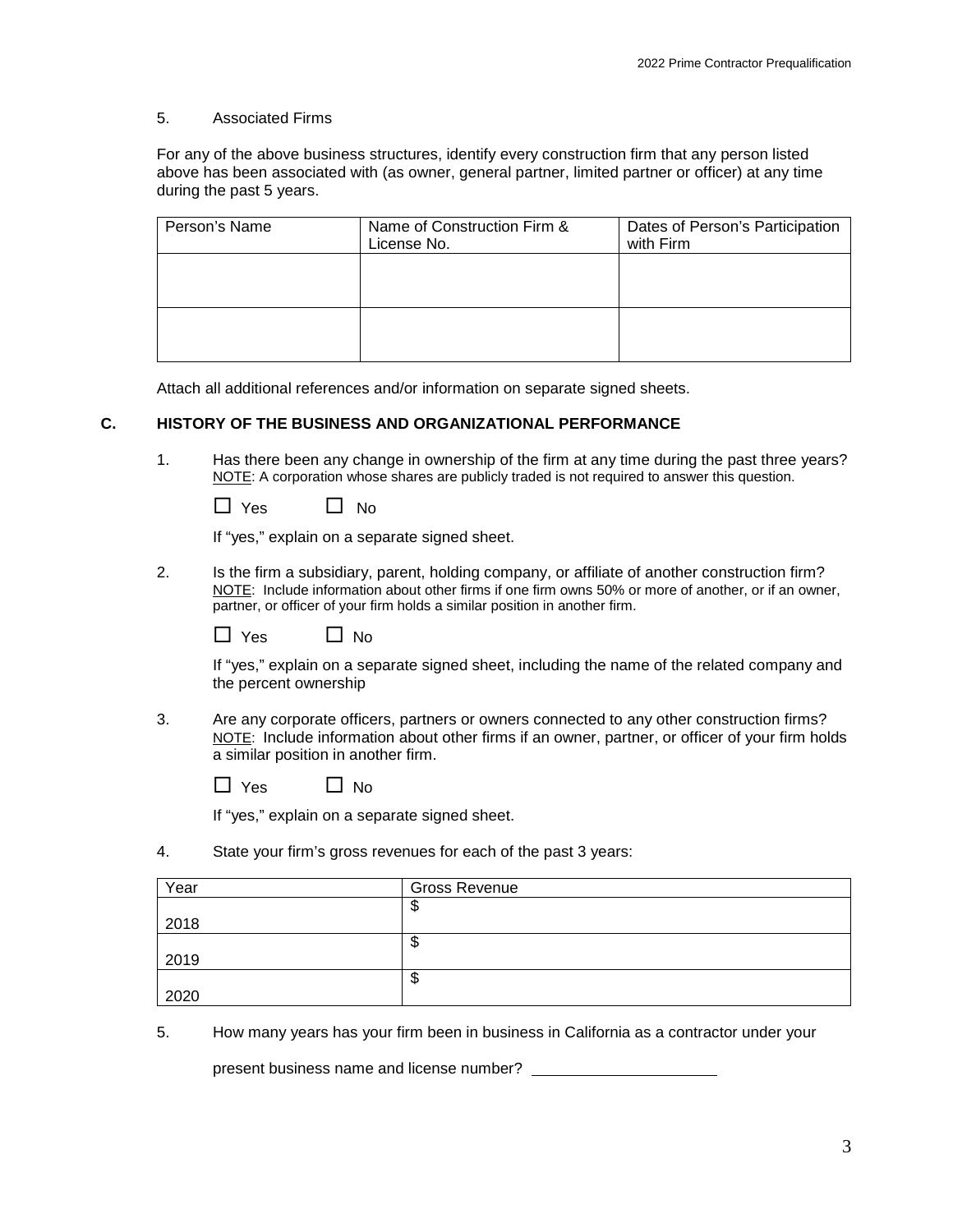5. Associated Firms

For any of the above business structures, identify every construction firm that any person listed above has been associated with (as owner, general partner, limited partner or officer) at any time during the past 5 years.

| Person's Name | Name of Construction Firm & License No. | Dates of Person's Participation with Firm |
|---|---|---|
| | | |
| | | |

Attach all additional references and/or information on separate signed sheets.

## C. HISTORY OF THE BUSINESS AND ORGANIZATIONAL PERFORMANCE

1. Has there been any change in ownership of the firm at any time during the past three years?
   NOTE: A corporation whose shares are publicly traded is not required to answer this question.

   ☐ Yes ☐ No

   If "yes," explain on a separate signed sheet.

2. Is the firm a subsidiary, parent, holding company, or affiliate of another construction firm?
   NOTE: Include information about other firms if one firm owns 50% or more of another, or if an owner, partner, or officer of your firm holds a similar position in another firm.

   ☐ Yes ☐ No

   If "yes," explain on a separate signed sheet, including the name of the related company and the percent ownership

3. Are any corporate officers, partners or owners connected to any other construction firms?
   NOTE: Include information about other firms if an owner, partner, or officer of your firm holds a similar position in another firm.

   ☐ Yes ☐ No

   If "yes," explain on a separate signed sheet.

4. State your firm's gross revenues for each of the past 3 years:

| Year | Gross Revenue |
|---|---|
| 2018 | $ |
| 2019 | $ |
| 2020 | $ |

5. How many years has your firm been in business in California as a contractor under your present business name and license number? ____________________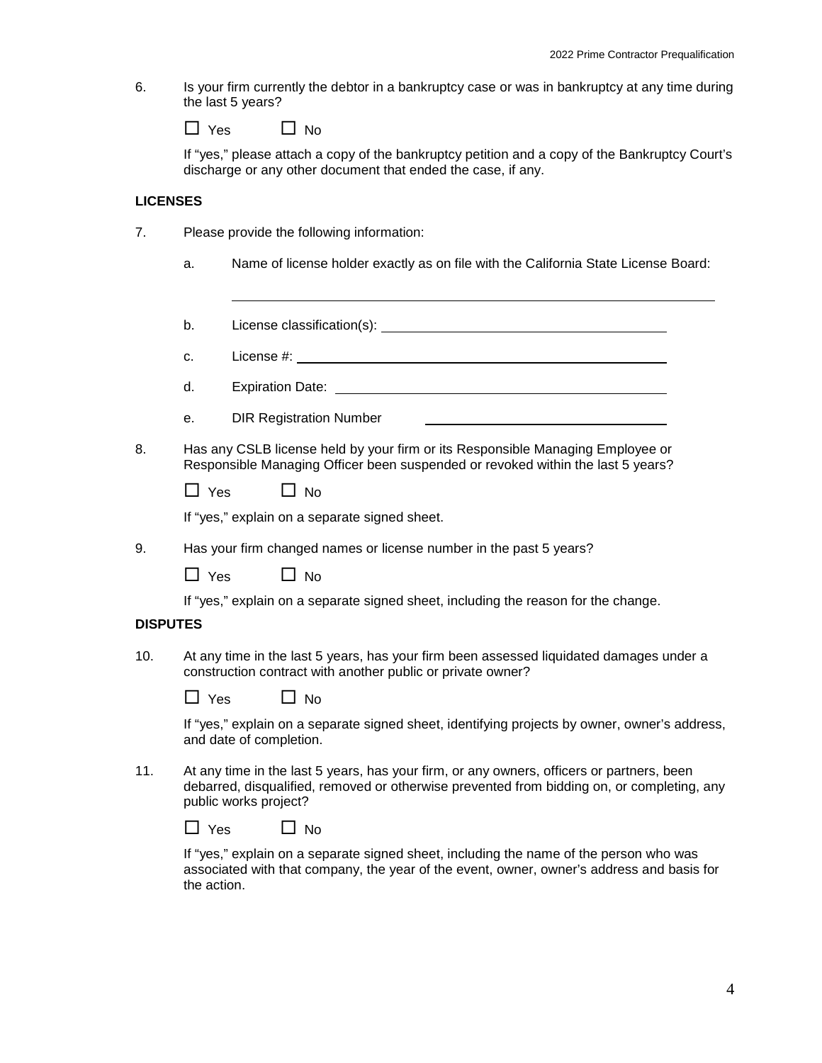6. Is your firm currently the debtor in a bankruptcy case or was in bankruptcy at any time during the last 5 years?

   ☐ Yes ☐ No

   If "yes," please attach a copy of the bankruptcy petition and a copy of the Bankruptcy Court's discharge or any other document that ended the case, if any.

**LICENSES**

7. Please provide the following information:

   a. Name of license holder exactly as on file with the California State License Board:

      ______________________________________________________________

   b. License classification(s): ______________________________

   c. License #: ______________________________________

   d. Expiration Date: __________________________________

   e. DIR Registration Number ____________________________

8. Has any CSLB license held by your firm or its Responsible Managing Employee or Responsible Managing Officer been suspended or revoked within the last 5 years?

   ☐ Yes ☐ No

   If "yes," explain on a separate signed sheet.

9. Has your firm changed names or license number in the past 5 years?

   ☐ Yes ☐ No

   If "yes," explain on a separate signed sheet, including the reason for the change.

**DISPUTES**

10. At any time in the last 5 years, has your firm been assessed liquidated damages under a construction contract with another public or private owner?

    ☐ Yes ☐ No

    If "yes," explain on a separate signed sheet, identifying projects by owner, owner's address, and date of completion.

11. At any time in the last 5 years, has your firm, or any owners, officers or partners, been debarred, disqualified, removed or otherwise prevented from bidding on, or completing, any public works project?

    ☐ Yes ☐ No

    If "yes," explain on a separate signed sheet, including the name of the person who was associated with that company, the year of the event, owner, owner's address and basis for the action.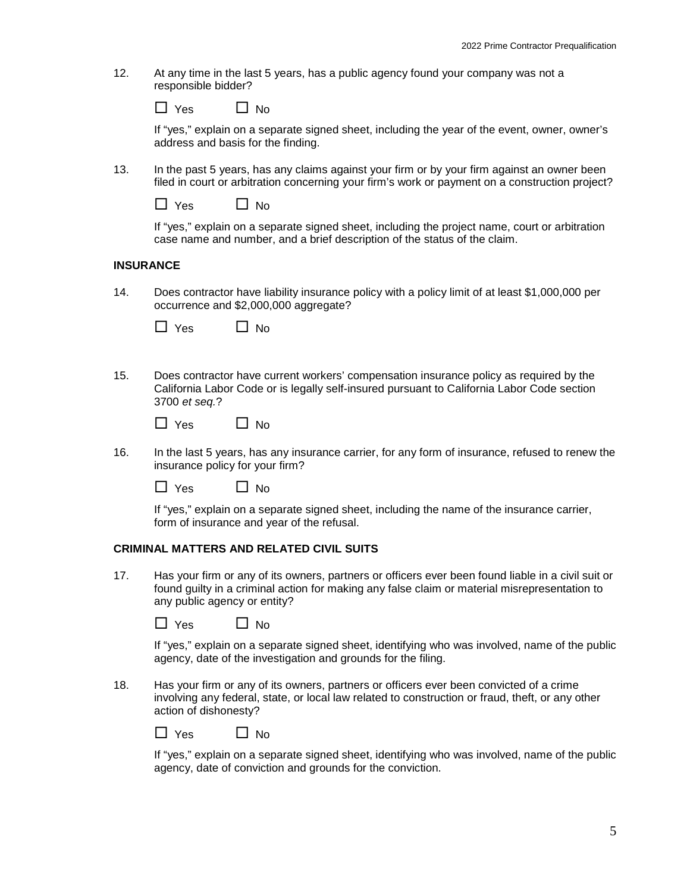12. At any time in the last 5 years, has a public agency found your company was not a responsible bidder?

    ☐ Yes ☐ No

    If "yes," explain on a separate signed sheet, including the year of the event, owner, owner's address and basis for the finding.

13. In the past 5 years, has any claims against your firm or by your firm against an owner been filed in court or arbitration concerning your firm's work or payment on a construction project?

    ☐ Yes ☐ No

    If "yes," explain on a separate signed sheet, including the project name, court or arbitration case name and number, and a brief description of the status of the claim.

**INSURANCE**

14. Does contractor have liability insurance policy with a policy limit of at least $1,000,000 per occurrence and $2,000,000 aggregate?

    ☐ Yes ☐ No

15. Does contractor have current workers' compensation insurance policy as required by the California Labor Code or is legally self-insured pursuant to California Labor Code section 3700 *et seq.*?

    ☐ Yes ☐ No

16. In the last 5 years, has any insurance carrier, for any form of insurance, refused to renew the insurance policy for your firm?

    ☐ Yes ☐ No

    If "yes," explain on a separate signed sheet, including the name of the insurance carrier, form of insurance and year of the refusal.

**CRIMINAL MATTERS AND RELATED CIVIL SUITS**

17. Has your firm or any of its owners, partners or officers ever been found liable in a civil suit or found guilty in a criminal action for making any false claim or material misrepresentation to any public agency or entity?

    ☐ Yes ☐ No

    If "yes," explain on a separate signed sheet, identifying who was involved, name of the public agency, date of the investigation and grounds for the filing.

18. Has your firm or any of its owners, partners or officers ever been convicted of a crime involving any federal, state, or local law related to construction or fraud, theft, or any other action of dishonesty?

    ☐ Yes ☐ No

    If "yes," explain on a separate signed sheet, identifying who was involved, name of the public agency, date of conviction and grounds for the conviction.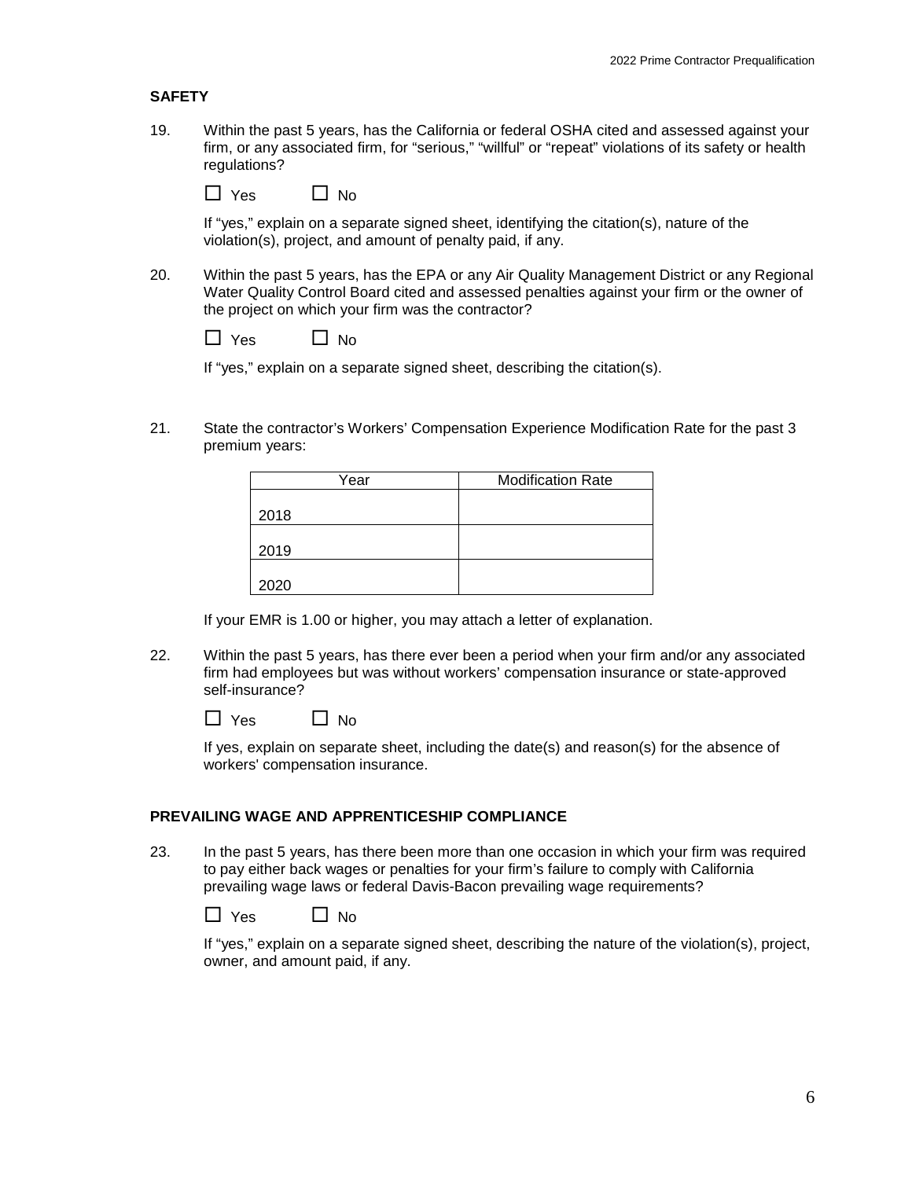## SAFETY

19. Within the past 5 years, has the California or federal OSHA cited and assessed against your firm, or any associated firm, for "serious," "willful" or "repeat" violations of its safety or health regulations?

☐ Yes ☐ No

If "yes," explain on a separate signed sheet, identifying the citation(s), nature of the violation(s), project, and amount of penalty paid, if any.

20. Within the past 5 years, has the EPA or any Air Quality Management District or any Regional Water Quality Control Board cited and assessed penalties against your firm or the owner of the project on which your firm was the contractor?

☐ Yes ☐ No

If "yes," explain on a separate signed sheet, describing the citation(s).

21. State the contractor's Workers' Compensation Experience Modification Rate for the past 3 premium years:

| Year | Modification Rate |
| --- | --- |
| 2018 | |
| 2019 | |
| 2020 | |

If your EMR is 1.00 or higher, you may attach a letter of explanation.

22. Within the past 5 years, has there ever been a period when your firm and/or any associated firm had employees but was without workers' compensation insurance or state-approved self-insurance?

☐ Yes ☐ No

If yes, explain on separate sheet, including the date(s) and reason(s) for the absence of workers' compensation insurance.

## PREVAILING WAGE AND APPRENTICESHIP COMPLIANCE

23. In the past 5 years, has there been more than one occasion in which your firm was required to pay either back wages or penalties for your firm's failure to comply with California prevailing wage laws or federal Davis-Bacon prevailing wage requirements?

☐ Yes ☐ No

If "yes," explain on a separate signed sheet, describing the nature of the violation(s), project, owner, and amount paid, if any.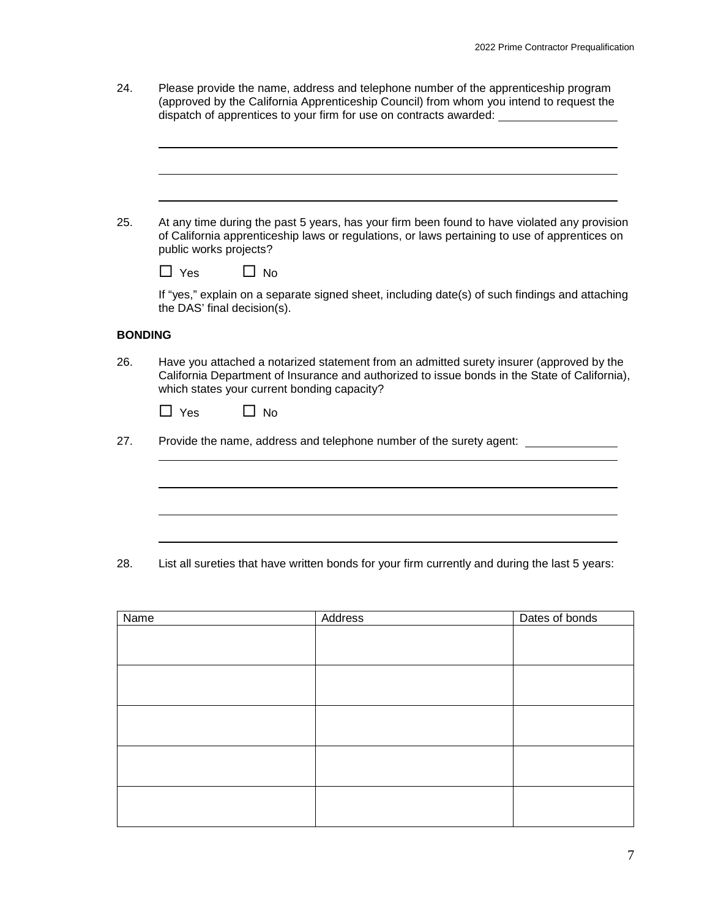24. Please provide the name, address and telephone number of the apprenticeship program (approved by the California Apprenticeship Council) from whom you intend to request the dispatch of apprentices to your firm for use on contracts awarded: ____________________

______________________________________________________________________

______________________________________________________________________

______________________________________________________________________

25. At any time during the past 5 years, has your firm been found to have violated any provision of California apprenticeship laws or regulations, or laws pertaining to use of apprentices on public works projects?

☐ Yes ☐ No

If "yes," explain on a separate signed sheet, including date(s) of such findings and attaching the DAS' final decision(s).

**BONDING**

26. Have you attached a notarized statement from an admitted surety insurer (approved by the California Department of Insurance and authorized to issue bonds in the State of California), which states your current bonding capacity?

☐ Yes ☐ No

27. Provide the name, address and telephone number of the surety agent: ________________

______________________________________________________________________

______________________________________________________________________

______________________________________________________________________

______________________________________________________________________

28. List all sureties that have written bonds for your firm currently and during the last 5 years:

| Name | Address | Dates of bonds |
|---|---|---|
| | | |
| | | |
| | | |
| | | |
| | | |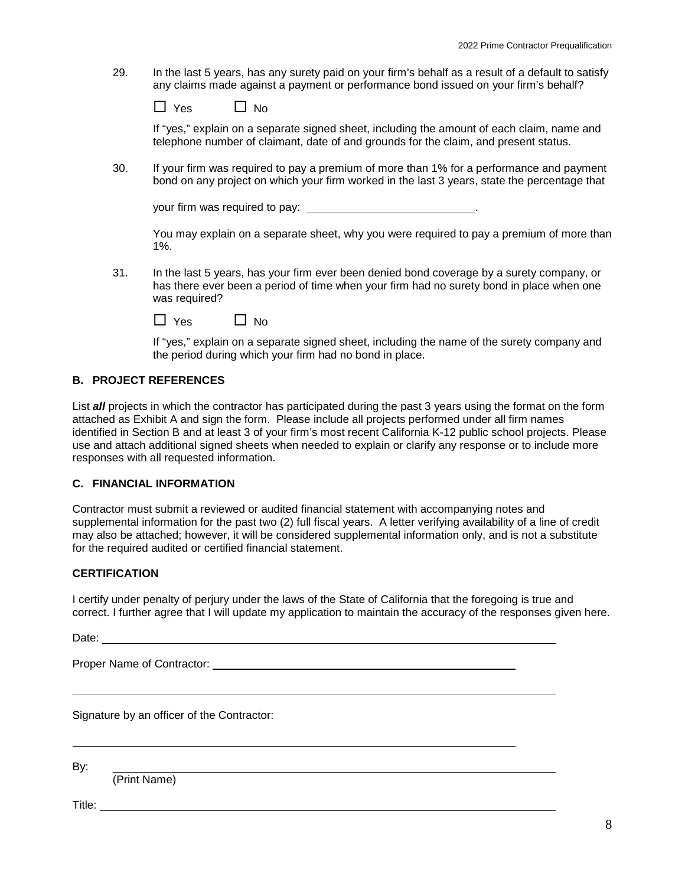29. In the last 5 years, has any surety paid on your firm's behalf as a result of a default to satisfy any claims made against a payment or performance bond issued on your firm's behalf?

    ☐ Yes ☐ No

    If "yes," explain on a separate signed sheet, including the amount of each claim, name and telephone number of claimant, date of and grounds for the claim, and present status.

30. If your firm was required to pay a premium of more than 1% for a performance and payment bond on any project on which your firm worked in the last 3 years, state the percentage that

    your firm was required to pay: \_\_\_\_\_\_\_\_\_\_\_\_\_\_\_\_\_\_\_\_\_\_\_\_\_\_.

    You may explain on a separate sheet, why you were required to pay a premium of more than 1%.

31. In the last 5 years, has your firm ever been denied bond coverage by a surety company, or has there ever been a period of time when your firm had no surety bond in place when one was required?

    ☐ Yes ☐ No

    If "yes," explain on a separate signed sheet, including the name of the surety company and the period during which your firm had no bond in place.

## B. PROJECT REFERENCES

List ***all*** projects in which the contractor has participated during the past 3 years using the format on the form attached as Exhibit A and sign the form. Please include all projects performed under all firm names identified in Section B and at least 3 of your firm's most recent California K-12 public school projects. Please use and attach additional signed sheets when needed to explain or clarify any response or to include more responses with all requested information.

## C. FINANCIAL INFORMATION

Contractor must submit a reviewed or audited financial statement with accompanying notes and supplemental information for the past two (2) full fiscal years. A letter verifying availability of a line of credit may also be attached; however, it will be considered supplemental information only, and is not a substitute for the required audited or certified financial statement.

## CERTIFICATION

I certify under penalty of perjury under the laws of the State of California that the foregoing is true and correct. I further agree that I will update my application to maintain the accuracy of the responses given here.

Date: \_\_\_\_\_\_\_\_\_\_\_\_\_\_\_\_\_\_\_\_\_\_\_\_\_\_\_\_\_\_\_\_\_\_\_\_\_\_\_\_\_\_\_\_\_\_\_\_

Proper Name of Contractor: \_\_\_\_\_\_\_\_\_\_\_\_\_\_\_\_\_\_\_\_\_\_\_\_\_\_\_\_\_\_\_\_\_\_\_\_

\_\_\_\_\_\_\_\_\_\_\_\_\_\_\_\_\_\_\_\_\_\_\_\_\_\_\_\_\_\_\_\_\_\_\_\_\_\_\_\_\_\_\_\_\_\_\_\_\_\_\_\_\_\_\_\_

Signature by an officer of the Contractor:

\_\_\_\_\_\_\_\_\_\_\_\_\_\_\_\_\_\_\_\_\_\_\_\_\_\_\_\_\_\_\_\_\_\_\_\_\_\_\_\_\_\_\_\_\_\_\_\_\_\_\_\_\_\_\_\_

By: \_\_\_\_\_\_\_\_\_\_\_\_\_\_\_\_\_\_\_\_\_\_\_\_\_\_\_\_\_\_\_\_\_\_\_\_\_\_\_\_\_\_\_\_\_\_\_\_\_\_\_\_
(Print Name)

Title: \_\_\_\_\_\_\_\_\_\_\_\_\_\_\_\_\_\_\_\_\_\_\_\_\_\_\_\_\_\_\_\_\_\_\_\_\_\_\_\_\_\_\_\_\_\_\_\_\_\_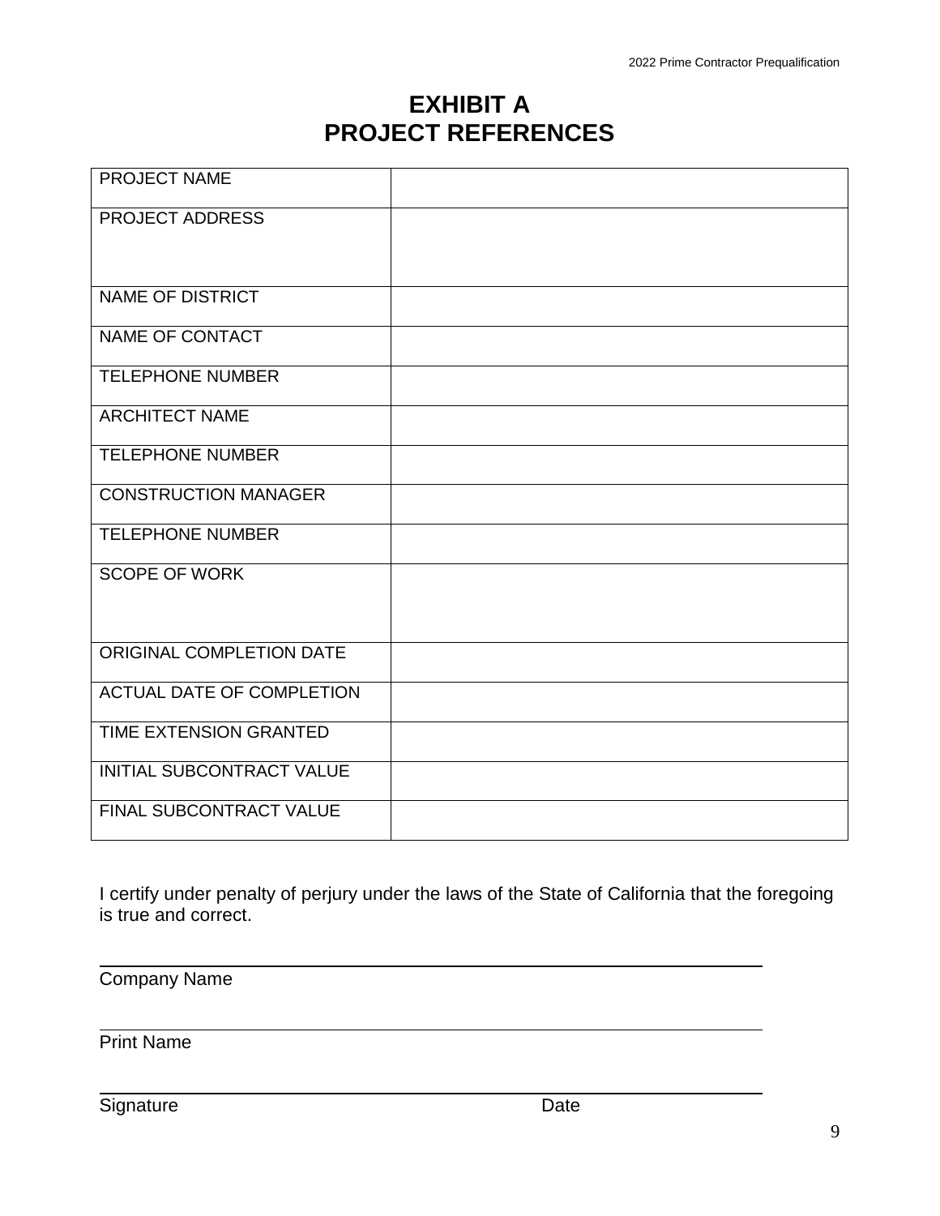# EXHIBIT A
# PROJECT REFERENCES

| | |
|---|---|
| PROJECT NAME | |
| PROJECT ADDRESS | |
| NAME OF DISTRICT | |
| NAME OF CONTACT | |
| TELEPHONE NUMBER | |
| ARCHITECT NAME | |
| TELEPHONE NUMBER | |
| CONSTRUCTION MANAGER | |
| TELEPHONE NUMBER | |
| SCOPE OF WORK | |
| ORIGINAL COMPLETION DATE | |
| ACTUAL DATE OF COMPLETION | |
| TIME EXTENSION GRANTED | |
| INITIAL SUBCONTRACT VALUE | |
| FINAL SUBCONTRACT VALUE | |

I certify under penalty of perjury under the laws of the State of California that the foregoing is true and correct.

_______________________________________________
Company Name

_______________________________________________
Print Name

_______________________________________________
Signature                                                                 Date